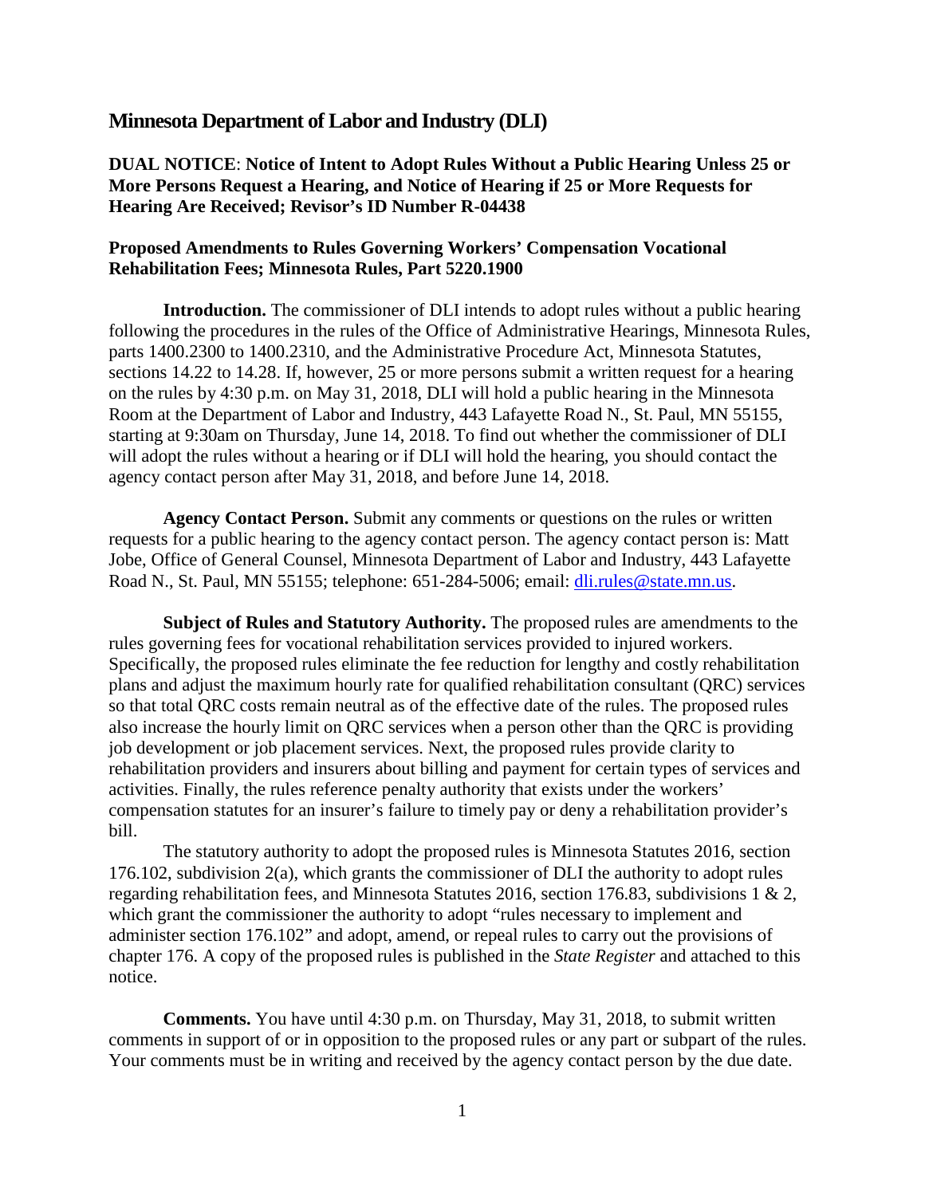# Minnesota Department of Labor and Industry (DLI)

**DUAL NOTICE**: **Notice of Intent to Adopt Rules Without a Public Hearing Unless 25 or More Persons Request a Hearing, and Notice of Hearing if 25 or More Requests for Hearing Are Received; Revisor's ID Number R-04438**

**Proposed Amendments to Rules Governing Workers' Compensation Vocational Rehabilitation Fees; Minnesota Rules, Part 5220.1900**

**Introduction.** The commissioner of DLI intends to adopt rules without a public hearing following the procedures in the rules of the Office of Administrative Hearings, Minnesota Rules, parts 1400.2300 to 1400.2310, and the Administrative Procedure Act, Minnesota Statutes, sections 14.22 to 14.28. If, however, 25 or more persons submit a written request for a hearing on the rules by 4:30 p.m. on May 31, 2018, DLI will hold a public hearing in the Minnesota Room at the Department of Labor and Industry, 443 Lafayette Road N., St. Paul, MN 55155, starting at 9:30am on Thursday, June 14, 2018. To find out whether the commissioner of DLI will adopt the rules without a hearing or if DLI will hold the hearing, you should contact the agency contact person after May 31, 2018, and before June 14, 2018.

**Agency Contact Person.** Submit any comments or questions on the rules or written requests for a public hearing to the agency contact person. The agency contact person is: Matt Jobe, Office of General Counsel, Minnesota Department of Labor and Industry, 443 Lafayette Road N., St. Paul, MN 55155; telephone: 651-284-5006; email: dli.rules@state.mn.us.

**Subject of Rules and Statutory Authority.** The proposed rules are amendments to the rules governing fees for vocational rehabilitation services provided to injured workers. Specifically, the proposed rules eliminate the fee reduction for lengthy and costly rehabilitation plans and adjust the maximum hourly rate for qualified rehabilitation consultant (QRC) services so that total QRC costs remain neutral as of the effective date of the rules. The proposed rules also increase the hourly limit on QRC services when a person other than the QRC is providing job development or job placement services. Next, the proposed rules provide clarity to rehabilitation providers and insurers about billing and payment for certain types of services and activities. Finally, the rules reference penalty authority that exists under the workers' compensation statutes for an insurer's failure to timely pay or deny a rehabilitation provider's bill.

The statutory authority to adopt the proposed rules is Minnesota Statutes 2016, section 176.102, subdivision 2(a), which grants the commissioner of DLI the authority to adopt rules regarding rehabilitation fees, and Minnesota Statutes 2016, section 176.83, subdivisions 1 & 2, which grant the commissioner the authority to adopt "rules necessary to implement and administer section 176.102" and adopt, amend, or repeal rules to carry out the provisions of chapter 176. A copy of the proposed rules is published in the *State Register* and attached to this notice.

**Comments.** You have until 4:30 p.m. on Thursday, May 31, 2018, to submit written comments in support of or in opposition to the proposed rules or any part or subpart of the rules. Your comments must be in writing and received by the agency contact person by the due date.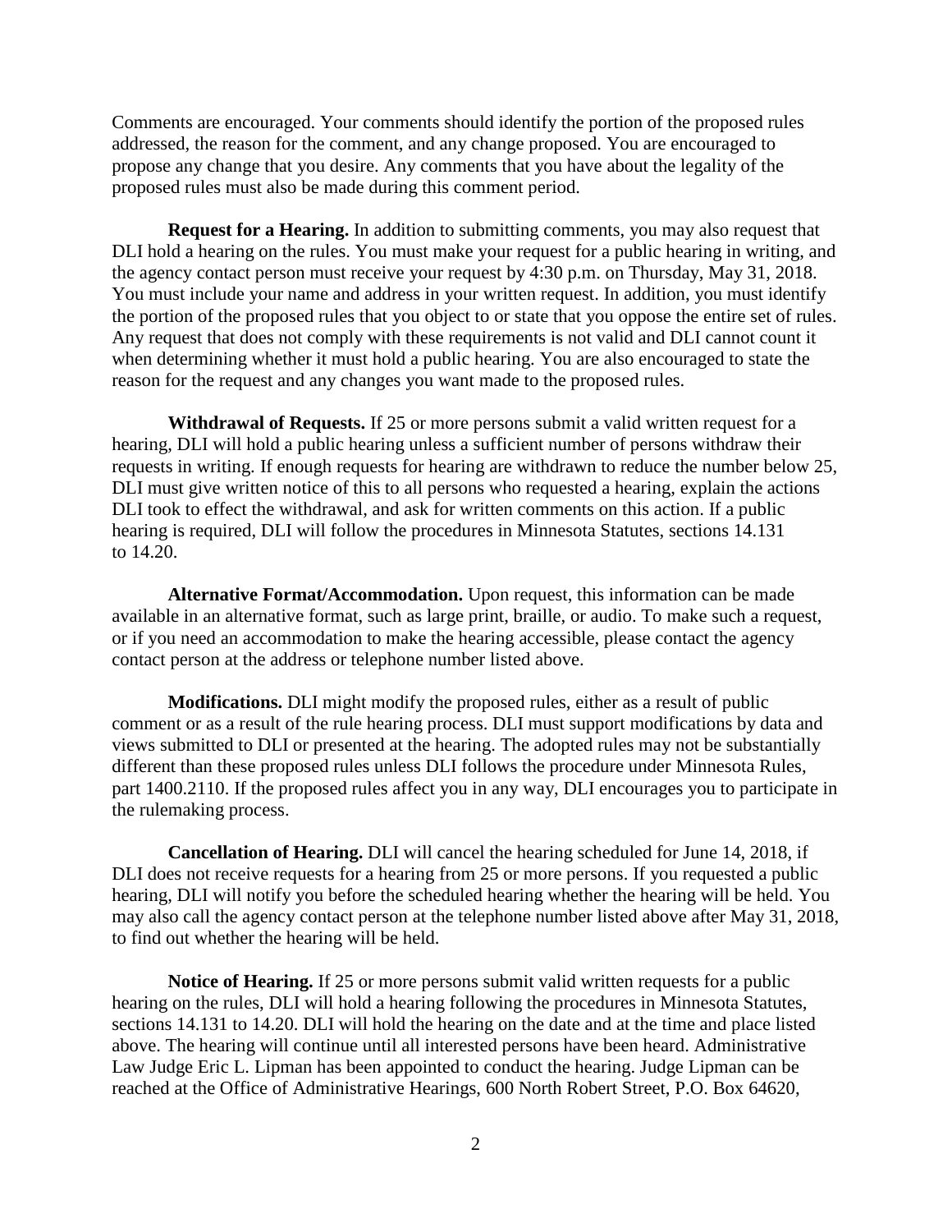Comments are encouraged. Your comments should identify the portion of the proposed rules addressed, the reason for the comment, and any change proposed. You are encouraged to propose any change that you desire. Any comments that you have about the legality of the proposed rules must also be made during this comment period.

**Request for a Hearing.** In addition to submitting comments, you may also request that DLI hold a hearing on the rules. You must make your request for a public hearing in writing, and the agency contact person must receive your request by 4:30 p.m. on Thursday, May 31, 2018. You must include your name and address in your written request. In addition, you must identify the portion of the proposed rules that you object to or state that you oppose the entire set of rules. Any request that does not comply with these requirements is not valid and DLI cannot count it when determining whether it must hold a public hearing. You are also encouraged to state the reason for the request and any changes you want made to the proposed rules.

**Withdrawal of Requests.** If 25 or more persons submit a valid written request for a hearing, DLI will hold a public hearing unless a sufficient number of persons withdraw their requests in writing. If enough requests for hearing are withdrawn to reduce the number below 25, DLI must give written notice of this to all persons who requested a hearing, explain the actions DLI took to effect the withdrawal, and ask for written comments on this action. If a public hearing is required, DLI will follow the procedures in Minnesota Statutes, sections 14.131 to 14.20.

**Alternative Format/Accommodation.** Upon request, this information can be made available in an alternative format, such as large print, braille, or audio. To make such a request, or if you need an accommodation to make the hearing accessible, please contact the agency contact person at the address or telephone number listed above.

**Modifications.** DLI might modify the proposed rules, either as a result of public comment or as a result of the rule hearing process. DLI must support modifications by data and views submitted to DLI or presented at the hearing. The adopted rules may not be substantially different than these proposed rules unless DLI follows the procedure under Minnesota Rules, part 1400.2110. If the proposed rules affect you in any way, DLI encourages you to participate in the rulemaking process.

**Cancellation of Hearing.** DLI will cancel the hearing scheduled for June 14, 2018, if DLI does not receive requests for a hearing from 25 or more persons. If you requested a public hearing, DLI will notify you before the scheduled hearing whether the hearing will be held. You may also call the agency contact person at the telephone number listed above after May 31, 2018, to find out whether the hearing will be held.

**Notice of Hearing.** If 25 or more persons submit valid written requests for a public hearing on the rules, DLI will hold a hearing following the procedures in Minnesota Statutes, sections 14.131 to 14.20. DLI will hold the hearing on the date and at the time and place listed above. The hearing will continue until all interested persons have been heard. Administrative Law Judge Eric L. Lipman has been appointed to conduct the hearing. Judge Lipman can be reached at the Office of Administrative Hearings, 600 North Robert Street, P.O. Box 64620,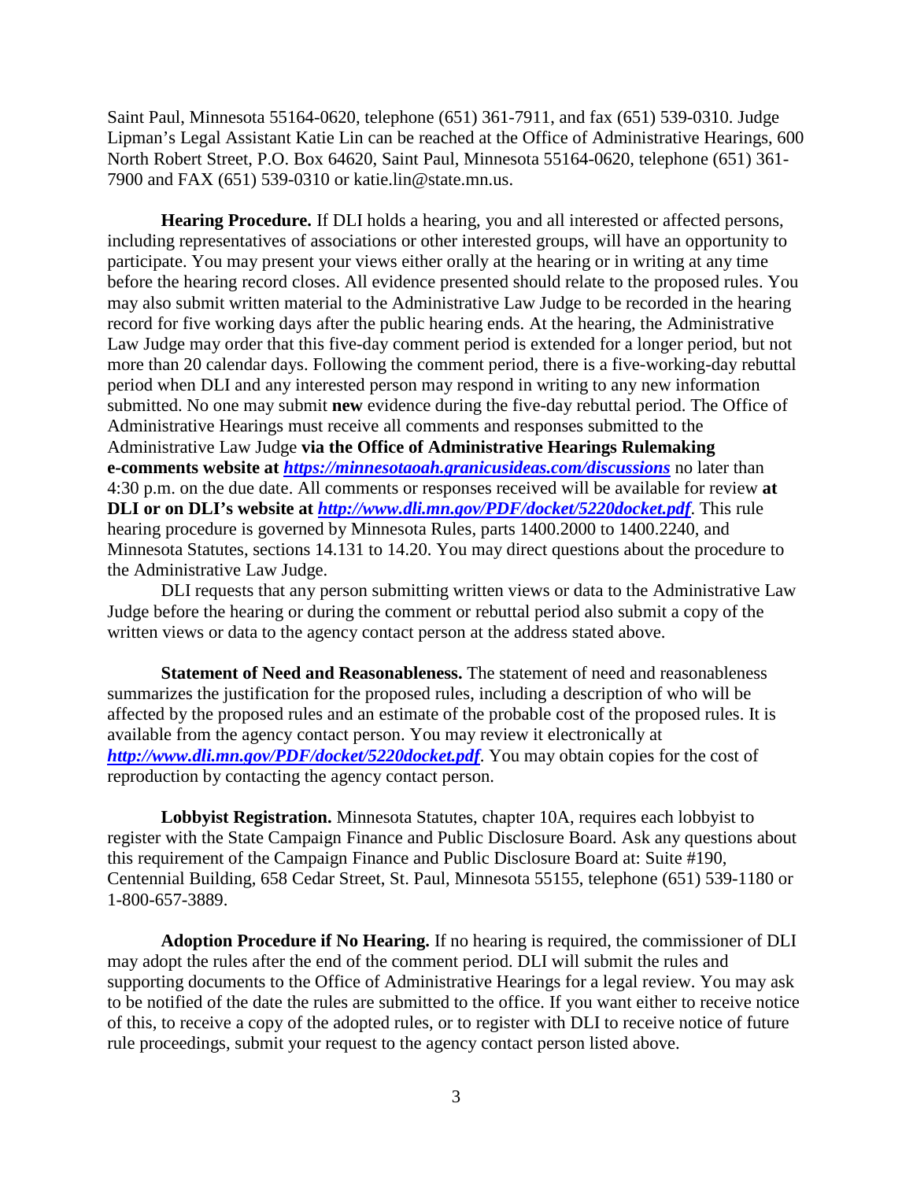Saint Paul, Minnesota 55164-0620, telephone (651) 361-7911, and fax (651) 539-0310. Judge Lipman's Legal Assistant Katie Lin can be reached at the Office of Administrative Hearings, 600 North Robert Street, P.O. Box 64620, Saint Paul, Minnesota 55164-0620, telephone (651) 361-7900 and FAX (651) 539-0310 or katie.lin@state.mn.us.

**Hearing Procedure.** If DLI holds a hearing, you and all interested or affected persons, including representatives of associations or other interested groups, will have an opportunity to participate. You may present your views either orally at the hearing or in writing at any time before the hearing record closes. All evidence presented should relate to the proposed rules. You may also submit written material to the Administrative Law Judge to be recorded in the hearing record for five working days after the public hearing ends. At the hearing, the Administrative Law Judge may order that this five-day comment period is extended for a longer period, but not more than 20 calendar days. Following the comment period, there is a five-working-day rebuttal period when DLI and any interested person may respond in writing to any new information submitted. No one may submit **new** evidence during the five-day rebuttal period. The Office of Administrative Hearings must receive all comments and responses submitted to the Administrative Law Judge **via the Office of Administrative Hearings Rulemaking e-comments website at *https://minnesotaoah.granicusideas.com/discussions*** no later than 4:30 p.m. on the due date. All comments or responses received will be available for review **at DLI or on DLI's website at *http://www.dli.mn.gov/PDF/docket/5220docket.pdf***. This rule hearing procedure is governed by Minnesota Rules, parts 1400.2000 to 1400.2240, and Minnesota Statutes, sections 14.131 to 14.20. You may direct questions about the procedure to the Administrative Law Judge.

DLI requests that any person submitting written views or data to the Administrative Law Judge before the hearing or during the comment or rebuttal period also submit a copy of the written views or data to the agency contact person at the address stated above.

**Statement of Need and Reasonableness.** The statement of need and reasonableness summarizes the justification for the proposed rules, including a description of who will be affected by the proposed rules and an estimate of the probable cost of the proposed rules. It is available from the agency contact person. You may review it electronically at ***http://www.dli.mn.gov/PDF/docket/5220docket.pdf***. You may obtain copies for the cost of reproduction by contacting the agency contact person.

**Lobbyist Registration.** Minnesota Statutes, chapter 10A, requires each lobbyist to register with the State Campaign Finance and Public Disclosure Board. Ask any questions about this requirement of the Campaign Finance and Public Disclosure Board at: Suite #190, Centennial Building, 658 Cedar Street, St. Paul, Minnesota 55155, telephone (651) 539-1180 or 1-800-657-3889.

**Adoption Procedure if No Hearing.** If no hearing is required, the commissioner of DLI may adopt the rules after the end of the comment period. DLI will submit the rules and supporting documents to the Office of Administrative Hearings for a legal review. You may ask to be notified of the date the rules are submitted to the office. If you want either to receive notice of this, to receive a copy of the adopted rules, or to register with DLI to receive notice of future rule proceedings, submit your request to the agency contact person listed above.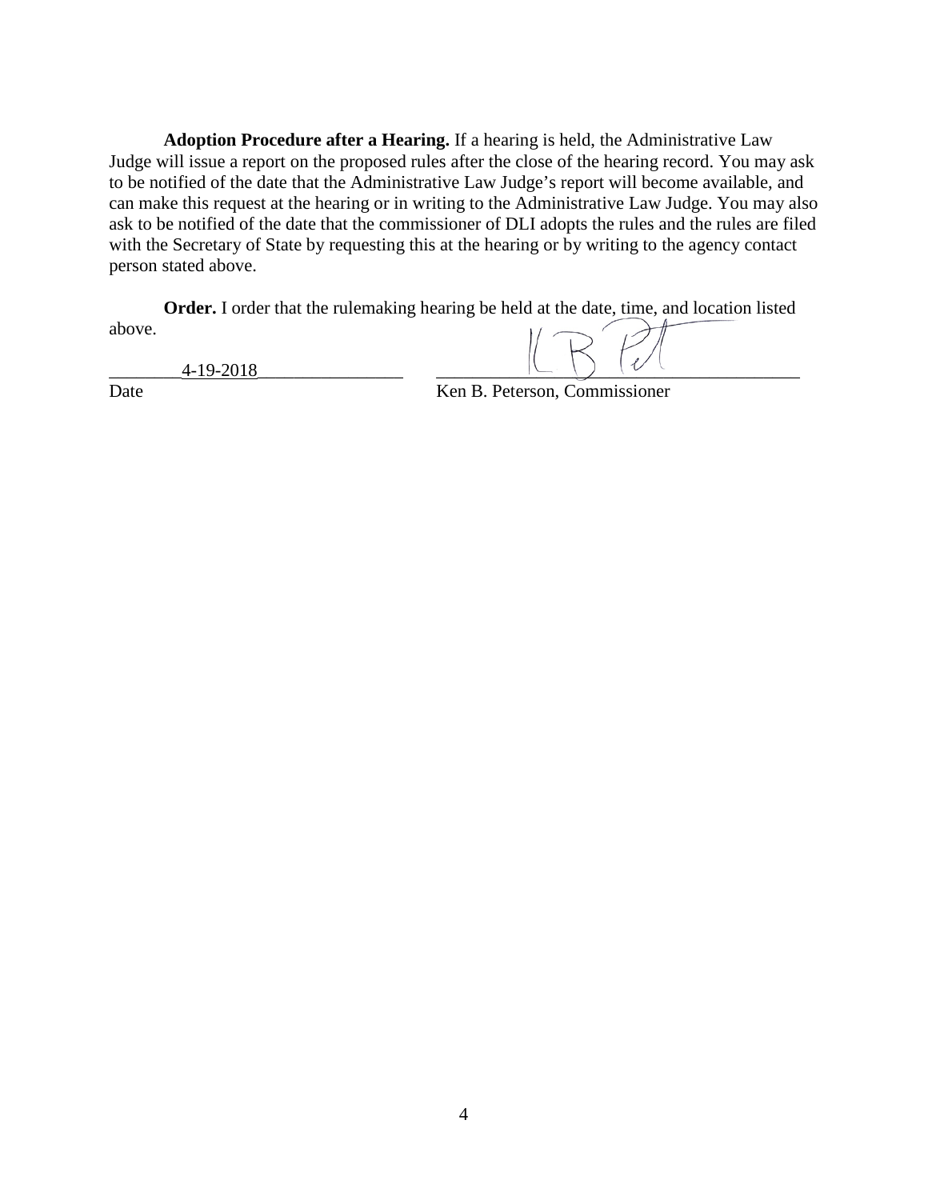**Adoption Procedure after a Hearing.** If a hearing is held, the Administrative Law Judge will issue a report on the proposed rules after the close of the hearing record. You may ask to be notified of the date that the Administrative Law Judge's report will become available, and can make this request at the hearing or in writing to the Administrative Law Judge. You may also ask to be notified of the date that the commissioner of DLI adopts the rules and the rules are filed with the Secretary of State by requesting this at the hearing or by writing to the agency contact person stated above.

**Order.** I order that the rulemaking hearing be held at the date, time, and location listed above.

4-19-2018
Date

Ken B. Peterson, Commissioner